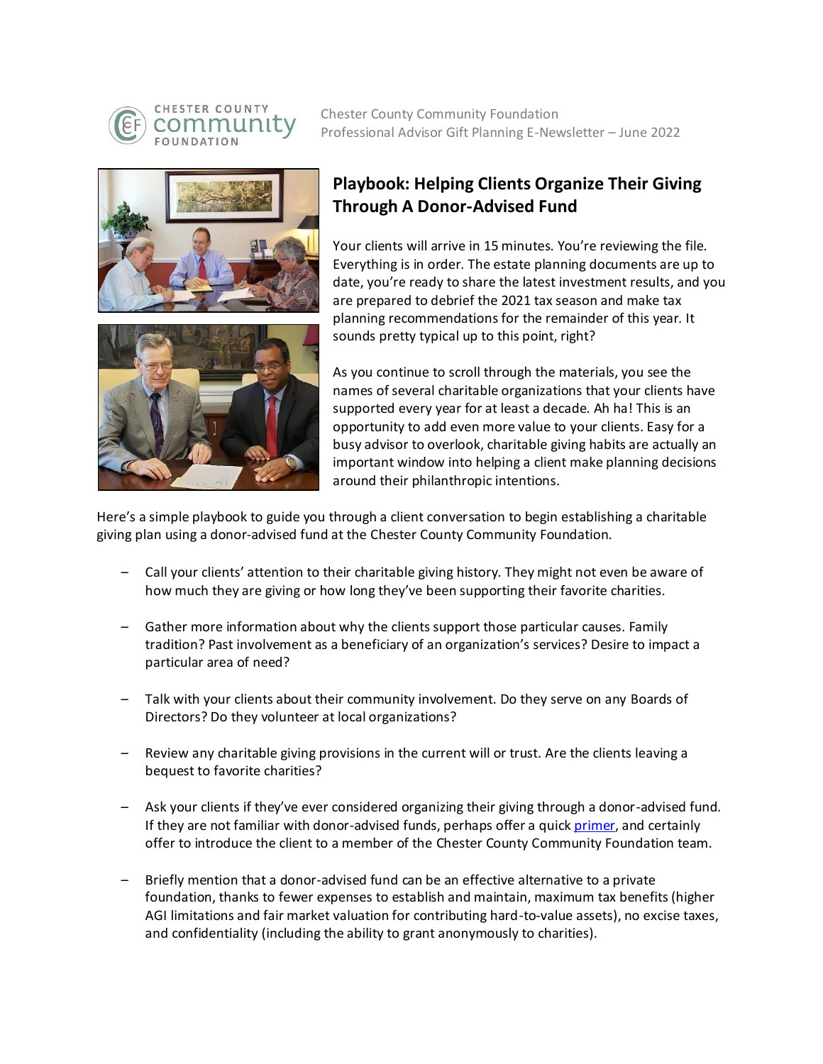Chester County Community Foundation
Professional Advisor Gift Planning E-Newsletter – June 2022

## Playbook: Helping Clients Organize Their Giving Through A Donor-Advised Fund

Your clients will arrive in 15 minutes. You're reviewing the file. Everything is in order. The estate planning documents are up to date, you're ready to share the latest investment results, and you are prepared to debrief the 2021 tax season and make tax planning recommendations for the remainder of this year. It sounds pretty typical up to this point, right?

As you continue to scroll through the materials, you see the names of several charitable organizations that your clients have supported every year for at least a decade. Ah ha! This is an opportunity to add even more value to your clients. Easy for a busy advisor to overlook, charitable giving habits are actually an important window into helping a client make planning decisions around their philanthropic intentions.

Here's a simple playbook to guide you through a client conversation to begin establishing a charitable giving plan using a donor-advised fund at the Chester County Community Foundation.

- Call your clients' attention to their charitable giving history. They might not even be aware of how much they are giving or how long they've been supporting their favorite charities.
- Gather more information about why the clients support those particular causes. Family tradition? Past involvement as a beneficiary of an organization's services? Desire to impact a particular area of need?
- Talk with your clients about their community involvement. Do they serve on any Boards of Directors? Do they volunteer at local organizations?
- Review any charitable giving provisions in the current will or trust. Are the clients leaving a bequest to favorite charities?
- Ask your clients if they've ever considered organizing their giving through a donor-advised fund. If they are not familiar with donor-advised funds, perhaps offer a quick primer, and certainly offer to introduce the client to a member of the Chester County Community Foundation team.
- Briefly mention that a donor-advised fund can be an effective alternative to a private foundation, thanks to fewer expenses to establish and maintain, maximum tax benefits (higher AGI limitations and fair market valuation for contributing hard-to-value assets), no excise taxes, and confidentiality (including the ability to grant anonymously to charities).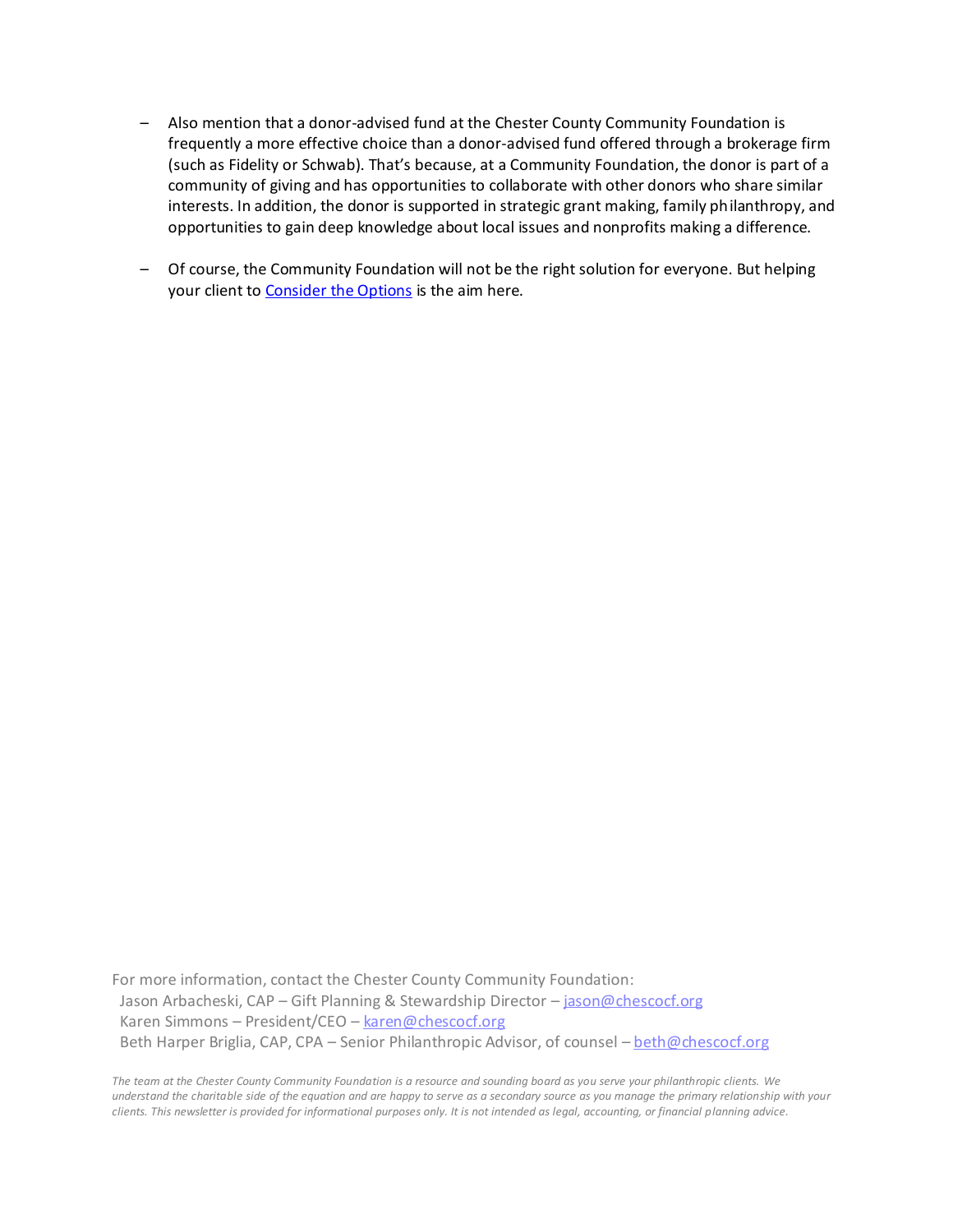- Also mention that a donor-advised fund at the Chester County Community Foundation is frequently a more effective choice than a donor-advised fund offered through a brokerage firm (such as Fidelity or Schwab). That's because, at a Community Foundation, the donor is part of a community of giving and has opportunities to collaborate with other donors who share similar interests. In addition, the donor is supported in strategic grant making, family philanthropy, and opportunities to gain deep knowledge about local issues and nonprofits making a difference.

- Of course, the Community Foundation will not be the right solution for everyone. But helping your client to Consider the Options is the aim here.

For more information, contact the Chester County Community Foundation:
Jason Arbacheski, CAP – Gift Planning & Stewardship Director – jason@chescocf.org
Karen Simmons – President/CEO – karen@chescocf.org
Beth Harper Briglia, CAP, CPA – Senior Philanthropic Advisor, of counsel – beth@chescocf.org

*The team at the Chester County Community Foundation is a resource and sounding board as you serve your philanthropic clients. We understand the charitable side of the equation and are happy to serve as a secondary source as you manage the primary relationship with your clients. This newsletter is provided for informational purposes only. It is not intended as legal, accounting, or financial planning advice.*